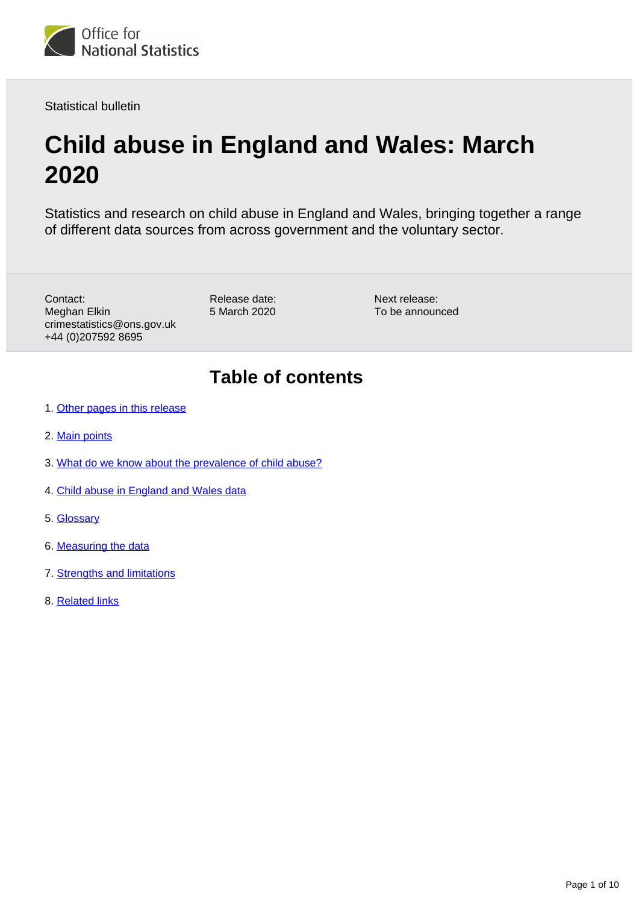Statistical bulletin

# Child abuse in England and Wales: March 2020

Statistics and research on child abuse in England and Wales, bringing together a range of different data sources from across government and the voluntary sector.

Contact:
Meghan Elkin
crimestatistics@ons.gov.uk
+44 (0)207592 8695

Release date:
5 March 2020

Next release:
To be announced

## Table of contents

1. Other pages in this release
2. Main points
3. What do we know about the prevalence of child abuse?
4. Child abuse in England and Wales data
5. Glossary
6. Measuring the data
7. Strengths and limitations
8. Related links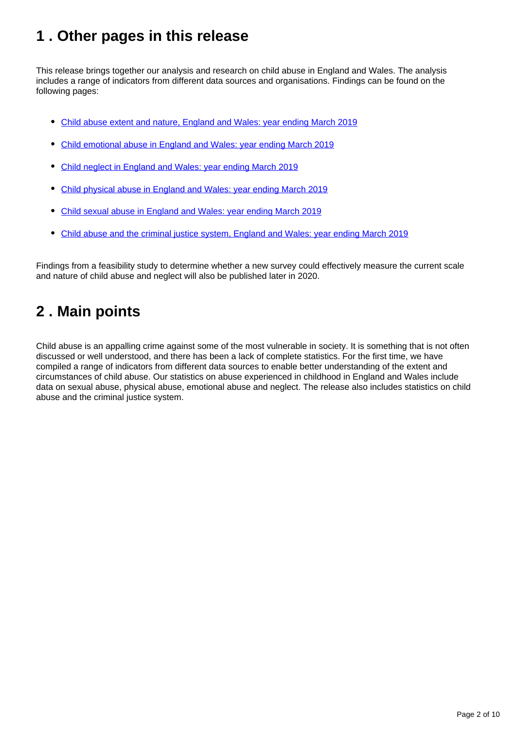## 1 . Other pages in this release

This release brings together our analysis and research on child abuse in England and Wales. The analysis includes a range of indicators from different data sources and organisations. Findings can be found on the following pages:

- Child abuse extent and nature, England and Wales: year ending March 2019
- Child emotional abuse in England and Wales: year ending March 2019
- Child neglect in England and Wales: year ending March 2019
- Child physical abuse in England and Wales: year ending March 2019
- Child sexual abuse in England and Wales: year ending March 2019
- Child abuse and the criminal justice system, England and Wales: year ending March 2019

Findings from a feasibility study to determine whether a new survey could effectively measure the current scale and nature of child abuse and neglect will also be published later in 2020.

## 2 . Main points

Child abuse is an appalling crime against some of the most vulnerable in society. It is something that is not often discussed or well understood, and there has been a lack of complete statistics. For the first time, we have compiled a range of indicators from different data sources to enable better understanding of the extent and circumstances of child abuse. Our statistics on abuse experienced in childhood in England and Wales include data on sexual abuse, physical abuse, emotional abuse and neglect. The release also includes statistics on child abuse and the criminal justice system.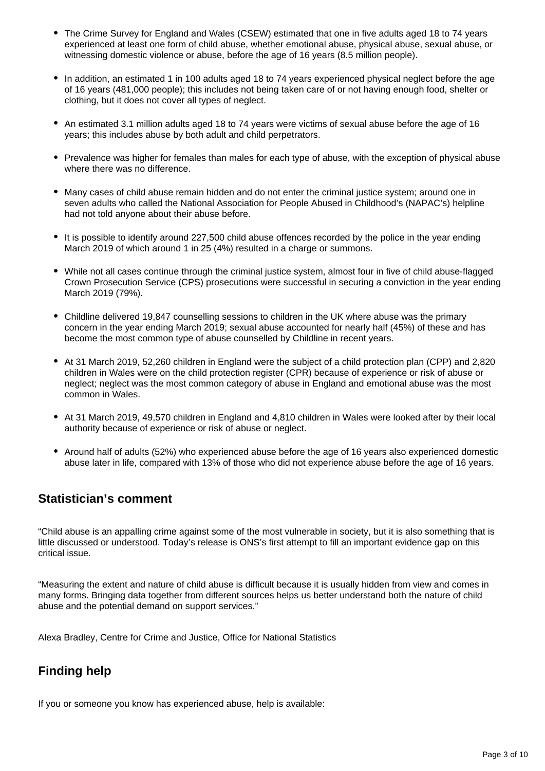- The Crime Survey for England and Wales (CSEW) estimated that one in five adults aged 18 to 74 years experienced at least one form of child abuse, whether emotional abuse, physical abuse, sexual abuse, or witnessing domestic violence or abuse, before the age of 16 years (8.5 million people).
- In addition, an estimated 1 in 100 adults aged 18 to 74 years experienced physical neglect before the age of 16 years (481,000 people); this includes not being taken care of or not having enough food, shelter or clothing, but it does not cover all types of neglect.
- An estimated 3.1 million adults aged 18 to 74 years were victims of sexual abuse before the age of 16 years; this includes abuse by both adult and child perpetrators.
- Prevalence was higher for females than males for each type of abuse, with the exception of physical abuse where there was no difference.
- Many cases of child abuse remain hidden and do not enter the criminal justice system; around one in seven adults who called the National Association for People Abused in Childhood's (NAPAC's) helpline had not told anyone about their abuse before.
- It is possible to identify around 227,500 child abuse offences recorded by the police in the year ending March 2019 of which around 1 in 25 (4%) resulted in a charge or summons.
- While not all cases continue through the criminal justice system, almost four in five of child abuse-flagged Crown Prosecution Service (CPS) prosecutions were successful in securing a conviction in the year ending March 2019 (79%).
- Childline delivered 19,847 counselling sessions to children in the UK where abuse was the primary concern in the year ending March 2019; sexual abuse accounted for nearly half (45%) of these and has become the most common type of abuse counselled by Childline in recent years.
- At 31 March 2019, 52,260 children in England were the subject of a child protection plan (CPP) and 2,820 children in Wales were on the child protection register (CPR) because of experience or risk of abuse or neglect; neglect was the most common category of abuse in England and emotional abuse was the most common in Wales.
- At 31 March 2019, 49,570 children in England and 4,810 children in Wales were looked after by their local authority because of experience or risk of abuse or neglect.
- Around half of adults (52%) who experienced abuse before the age of 16 years also experienced domestic abuse later in life, compared with 13% of those who did not experience abuse before the age of 16 years.

## Statistician's comment

"Child abuse is an appalling crime against some of the most vulnerable in society, but it is also something that is little discussed or understood. Today's release is ONS's first attempt to fill an important evidence gap on this critical issue.

"Measuring the extent and nature of child abuse is difficult because it is usually hidden from view and comes in many forms. Bringing data together from different sources helps us better understand both the nature of child abuse and the potential demand on support services."

Alexa Bradley, Centre for Crime and Justice, Office for National Statistics

## Finding help

If you or someone you know has experienced abuse, help is available: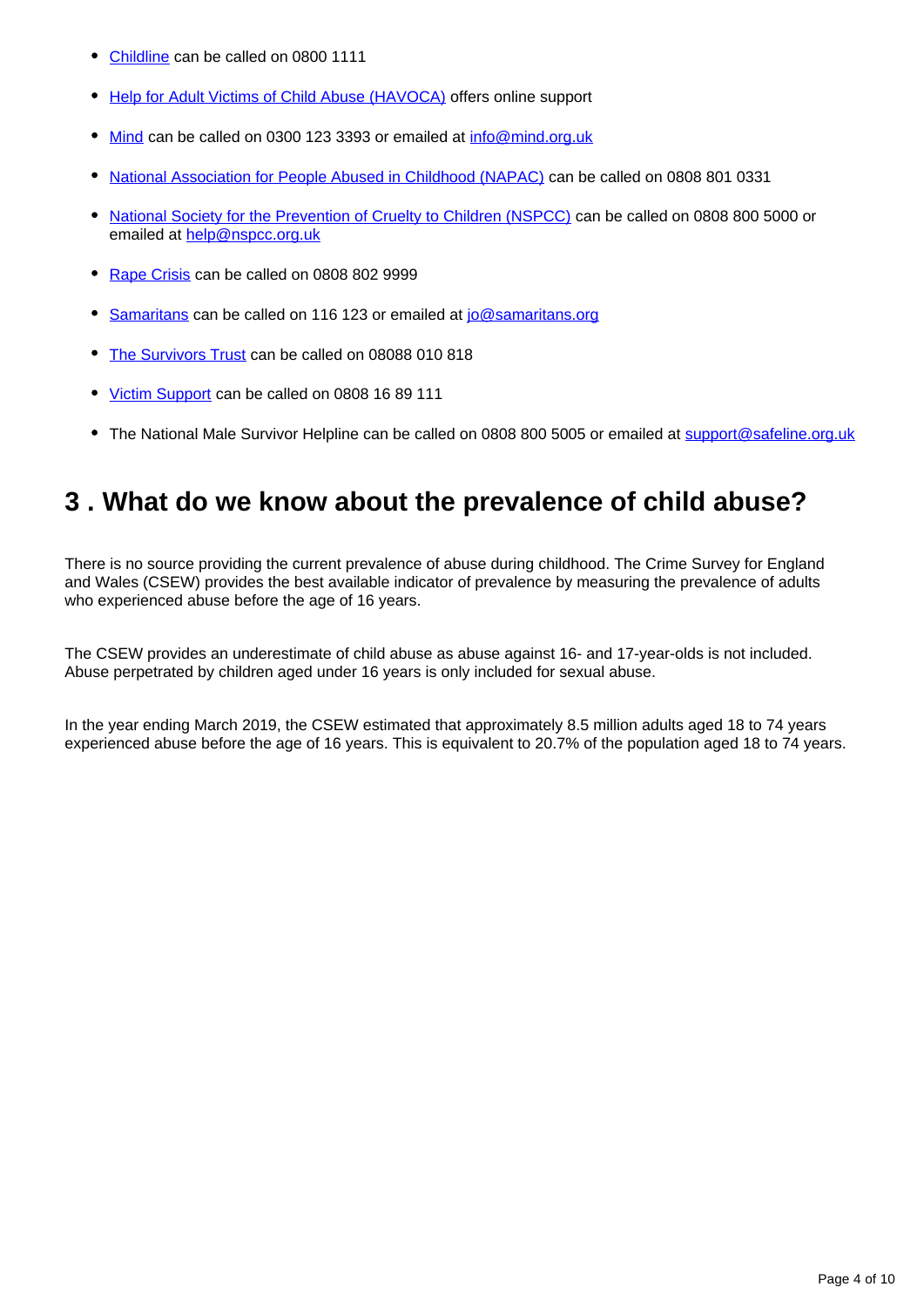- Childline can be called on 0800 1111
- Help for Adult Victims of Child Abuse (HAVOCA) offers online support
- Mind can be called on 0300 123 3393 or emailed at info@mind.org.uk
- National Association for People Abused in Childhood (NAPAC) can be called on 0808 801 0331
- National Society for the Prevention of Cruelty to Children (NSPCC) can be called on 0808 800 5000 or emailed at help@nspcc.org.uk
- Rape Crisis can be called on 0808 802 9999
- Samaritans can be called on 116 123 or emailed at jo@samaritans.org
- The Survivors Trust can be called on 08088 010 818
- Victim Support can be called on 0808 16 89 111
- The National Male Survivor Helpline can be called on 0808 800 5005 or emailed at support@safeline.org.uk

## 3 . What do we know about the prevalence of child abuse?

There is no source providing the current prevalence of abuse during childhood. The Crime Survey for England and Wales (CSEW) provides the best available indicator of prevalence by measuring the prevalence of adults who experienced abuse before the age of 16 years.

The CSEW provides an underestimate of child abuse as abuse against 16- and 17-year-olds is not included. Abuse perpetrated by children aged under 16 years is only included for sexual abuse.

In the year ending March 2019, the CSEW estimated that approximately 8.5 million adults aged 18 to 74 years experienced abuse before the age of 16 years. This is equivalent to 20.7% of the population aged 18 to 74 years.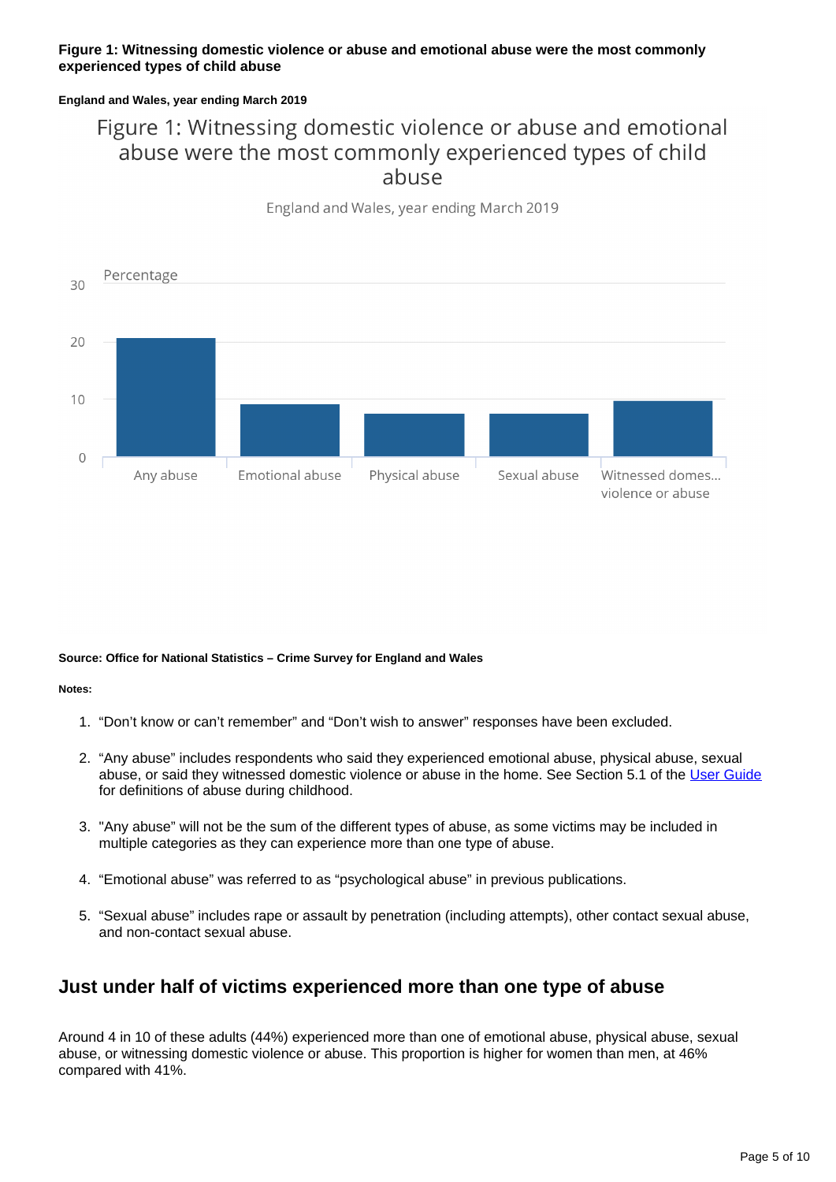**Figure 1: Witnessing domestic violence or abuse and emotional abuse were the most commonly experienced types of child abuse**

**England and Wales, year ending March 2019**

Figure 1: Witnessing domestic violence or abuse and emotional abuse were the most commonly experienced types of child abuse

England and Wales, year ending March 2019

Percentage

30

20

10

0

Any abuse | Emotional abuse | Physical abuse | Sexual abuse | Witnessed domes... violence or abuse

**Source: Office for National Statistics – Crime Survey for England and Wales**

**Notes:**

1. “Don’t know or can’t remember” and “Don’t wish to answer” responses have been excluded.
2. “Any abuse” includes respondents who said they experienced emotional abuse, physical abuse, sexual abuse, or said they witnessed domestic violence or abuse in the home. See Section 5.1 of the User Guide for definitions of abuse during childhood.
3. "Any abuse" will not be the sum of the different types of abuse, as some victims may be included in multiple categories as they can experience more than one type of abuse.
4. “Emotional abuse” was referred to as “psychological abuse” in previous publications.
5. “Sexual abuse” includes rape or assault by penetration (including attempts), other contact sexual abuse, and non-contact sexual abuse.

## Just under half of victims experienced more than one type of abuse

Around 4 in 10 of these adults (44%) experienced more than one of emotional abuse, physical abuse, sexual abuse, or witnessing domestic violence or abuse. This proportion is higher for women than men, at 46% compared with 41%.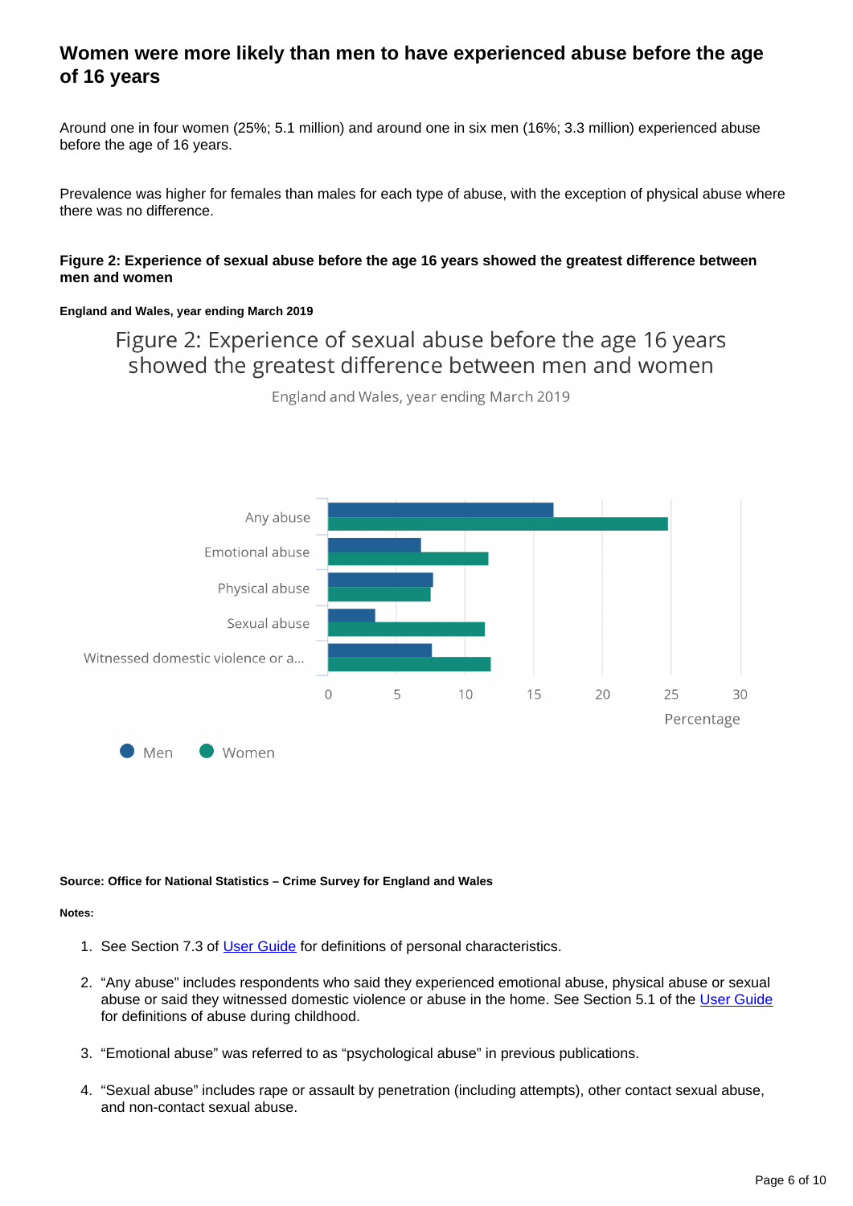### Women were more likely than men to have experienced abuse before the age of 16 years

Around one in four women (25%; 5.1 million) and around one in six men (16%; 3.3 million) experienced abuse before the age of 16 years.

Prevalence was higher for females than males for each type of abuse, with the exception of physical abuse where there was no difference.

#### Figure 2: Experience of sexual abuse before the age 16 years showed the greatest difference between men and women

##### England and Wales, year ending March 2019

Figure 2: Experience of sexual abuse before the age 16 years showed the greatest difference between men and women

England and Wales, year ending March 2019

Any abuse
Emotional abuse
Physical abuse
Sexual abuse
Witnessed domestic violence or a...

0 5 10 15 20 25 30
Percentage

Men Women

**Source: Office for National Statistics – Crime Survey for England and Wales**

**Notes:**

1. See Section 7.3 of User Guide for definitions of personal characteristics.
2. "Any abuse" includes respondents who said they experienced emotional abuse, physical abuse or sexual abuse or said they witnessed domestic violence or abuse in the home. See Section 5.1 of the User Guide for definitions of abuse during childhood.
3. "Emotional abuse" was referred to as "psychological abuse" in previous publications.
4. "Sexual abuse" includes rape or assault by penetration (including attempts), other contact sexual abuse, and non-contact sexual abuse.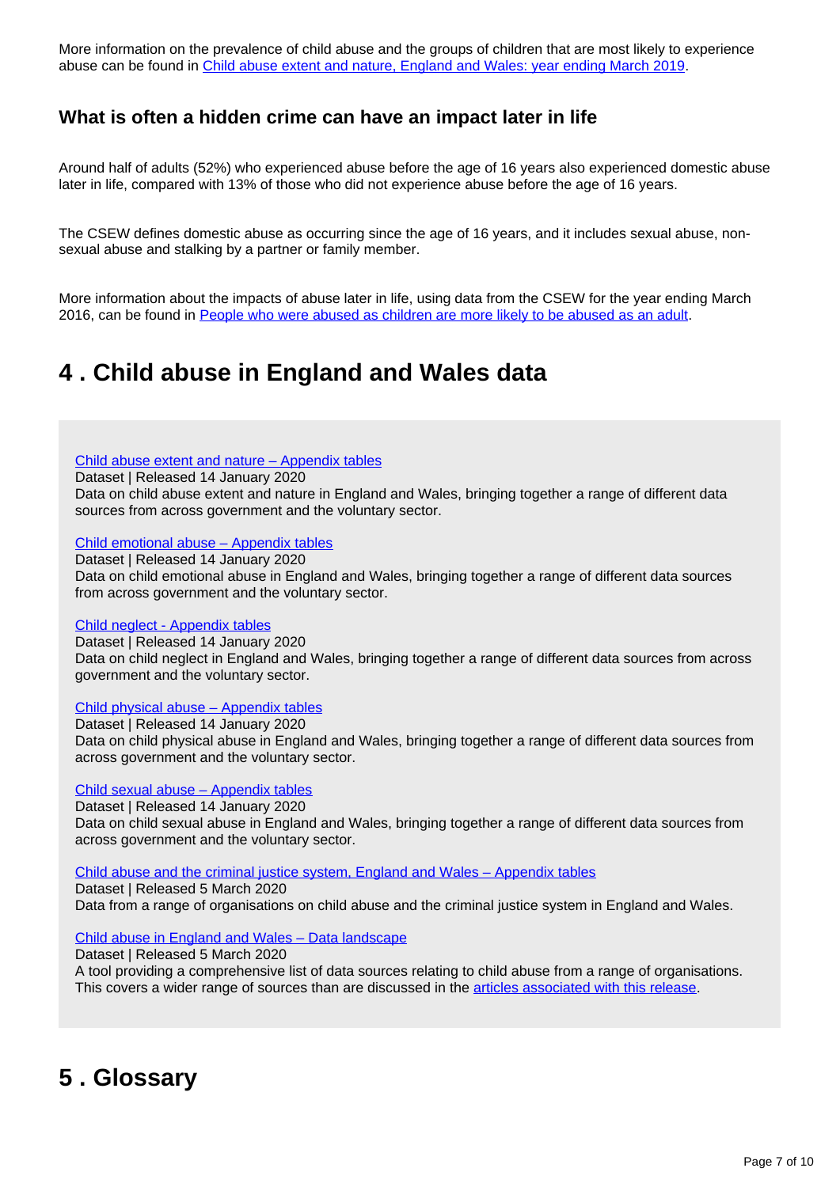More information on the prevalence of child abuse and the groups of children that are most likely to experience abuse can be found in Child abuse extent and nature, England and Wales: year ending March 2019.

### What is often a hidden crime can have an impact later in life

Around half of adults (52%) who experienced abuse before the age of 16 years also experienced domestic abuse later in life, compared with 13% of those who did not experience abuse before the age of 16 years.

The CSEW defines domestic abuse as occurring since the age of 16 years, and it includes sexual abuse, non-sexual abuse and stalking by a partner or family member.

More information about the impacts of abuse later in life, using data from the CSEW for the year ending March 2016, can be found in People who were abused as children are more likely to be abused as an adult.

## 4 . Child abuse in England and Wales data

Child abuse extent and nature – Appendix tables
Dataset | Released 14 January 2020
Data on child abuse extent and nature in England and Wales, bringing together a range of different data sources from across government and the voluntary sector.

Child emotional abuse – Appendix tables
Dataset | Released 14 January 2020
Data on child emotional abuse in England and Wales, bringing together a range of different data sources from across government and the voluntary sector.

Child neglect - Appendix tables
Dataset | Released 14 January 2020
Data on child neglect in England and Wales, bringing together a range of different data sources from across government and the voluntary sector.

Child physical abuse – Appendix tables
Dataset | Released 14 January 2020
Data on child physical abuse in England and Wales, bringing together a range of different data sources from across government and the voluntary sector.

Child sexual abuse – Appendix tables
Dataset | Released 14 January 2020
Data on child sexual abuse in England and Wales, bringing together a range of different data sources from across government and the voluntary sector.

Child abuse and the criminal justice system, England and Wales – Appendix tables
Dataset | Released 5 March 2020
Data from a range of organisations on child abuse and the criminal justice system in England and Wales.

Child abuse in England and Wales – Data landscape
Dataset | Released 5 March 2020
A tool providing a comprehensive list of data sources relating to child abuse from a range of organisations. This covers a wider range of sources than are discussed in the articles associated with this release.

## 5 . Glossary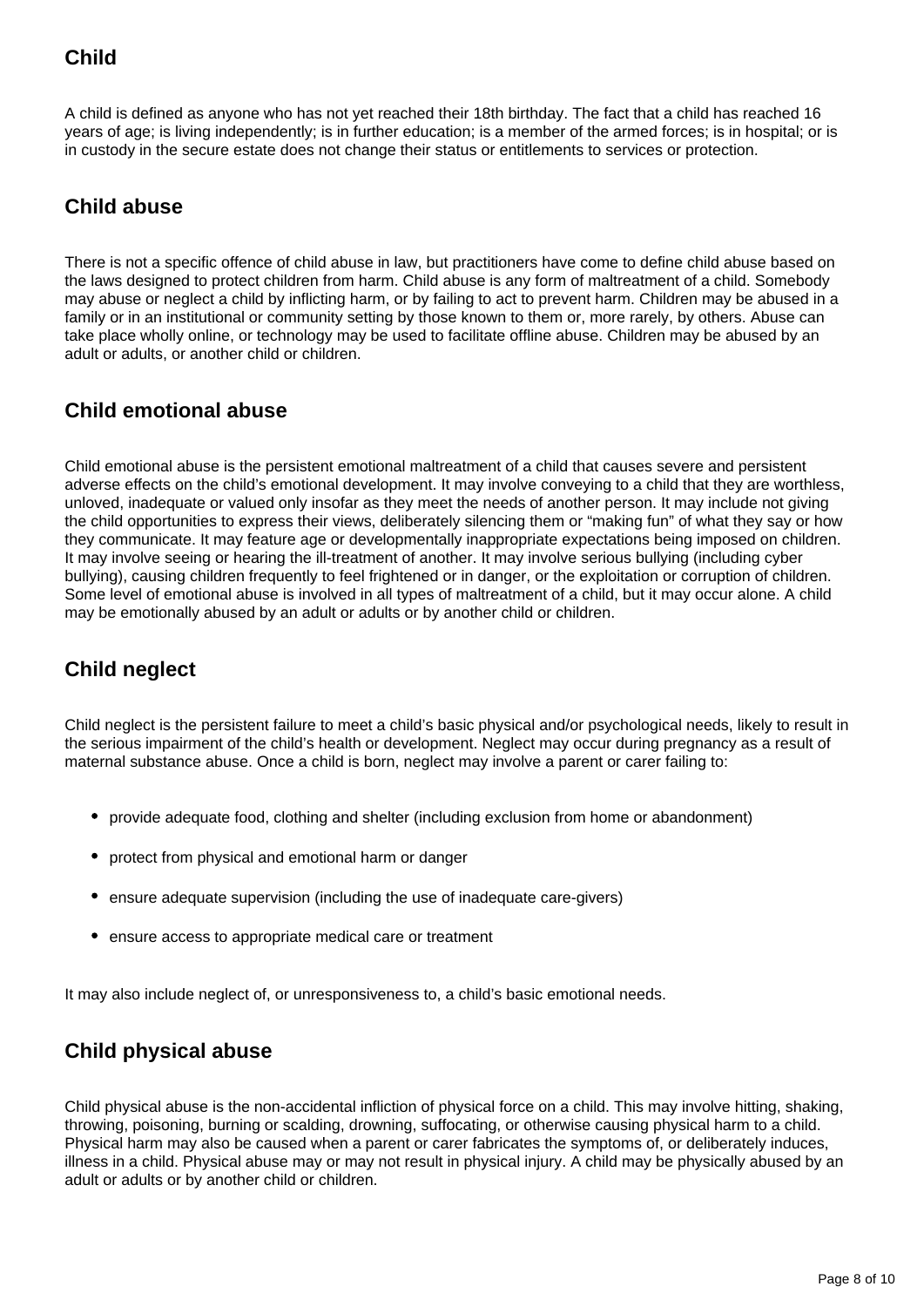## Child

A child is defined as anyone who has not yet reached their 18th birthday. The fact that a child has reached 16 years of age; is living independently; is in further education; is a member of the armed forces; is in hospital; or is in custody in the secure estate does not change their status or entitlements to services or protection.

## Child abuse

There is not a specific offence of child abuse in law, but practitioners have come to define child abuse based on the laws designed to protect children from harm. Child abuse is any form of maltreatment of a child. Somebody may abuse or neglect a child by inflicting harm, or by failing to act to prevent harm. Children may be abused in a family or in an institutional or community setting by those known to them or, more rarely, by others. Abuse can take place wholly online, or technology may be used to facilitate offline abuse. Children may be abused by an adult or adults, or another child or children.

## Child emotional abuse

Child emotional abuse is the persistent emotional maltreatment of a child that causes severe and persistent adverse effects on the child's emotional development. It may involve conveying to a child that they are worthless, unloved, inadequate or valued only insofar as they meet the needs of another person. It may include not giving the child opportunities to express their views, deliberately silencing them or "making fun" of what they say or how they communicate. It may feature age or developmentally inappropriate expectations being imposed on children. It may involve seeing or hearing the ill-treatment of another. It may involve serious bullying (including cyber bullying), causing children frequently to feel frightened or in danger, or the exploitation or corruption of children. Some level of emotional abuse is involved in all types of maltreatment of a child, but it may occur alone. A child may be emotionally abused by an adult or adults or by another child or children.

## Child neglect

Child neglect is the persistent failure to meet a child's basic physical and/or psychological needs, likely to result in the serious impairment of the child's health or development. Neglect may occur during pregnancy as a result of maternal substance abuse. Once a child is born, neglect may involve a parent or carer failing to:

- provide adequate food, clothing and shelter (including exclusion from home or abandonment)
- protect from physical and emotional harm or danger
- ensure adequate supervision (including the use of inadequate care-givers)
- ensure access to appropriate medical care or treatment

It may also include neglect of, or unresponsiveness to, a child's basic emotional needs.

## Child physical abuse

Child physical abuse is the non-accidental infliction of physical force on a child. This may involve hitting, shaking, throwing, poisoning, burning or scalding, drowning, suffocating, or otherwise causing physical harm to a child. Physical harm may also be caused when a parent or carer fabricates the symptoms of, or deliberately induces, illness in a child. Physical abuse may or may not result in physical injury. A child may be physically abused by an adult or adults or by another child or children.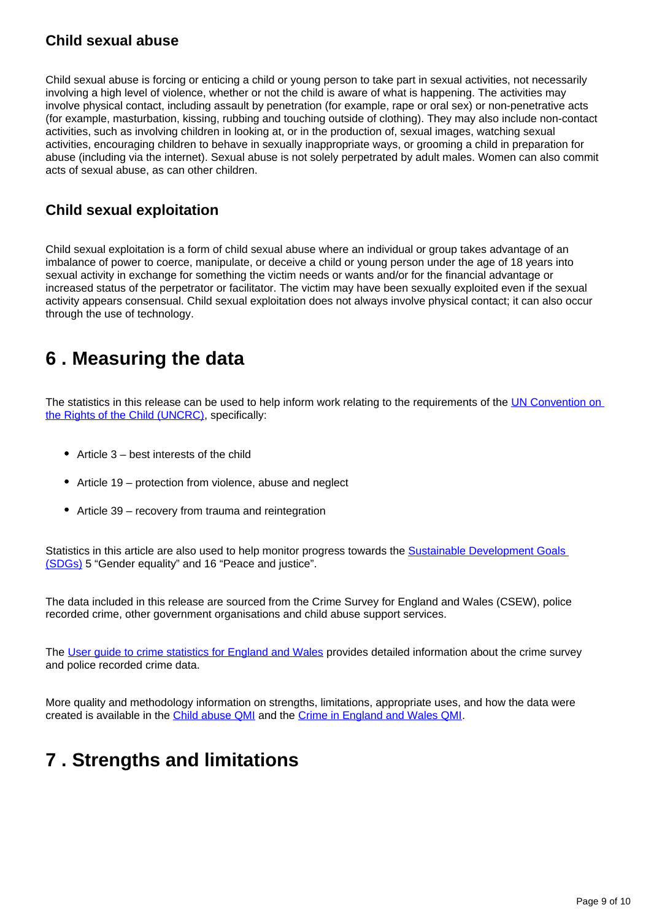### Child sexual abuse

Child sexual abuse is forcing or enticing a child or young person to take part in sexual activities, not necessarily involving a high level of violence, whether or not the child is aware of what is happening. The activities may involve physical contact, including assault by penetration (for example, rape or oral sex) or non-penetrative acts (for example, masturbation, kissing, rubbing and touching outside of clothing). They may also include non-contact activities, such as involving children in looking at, or in the production of, sexual images, watching sexual activities, encouraging children to behave in sexually inappropriate ways, or grooming a child in preparation for abuse (including via the internet). Sexual abuse is not solely perpetrated by adult males. Women can also commit acts of sexual abuse, as can other children.

### Child sexual exploitation

Child sexual exploitation is a form of child sexual abuse where an individual or group takes advantage of an imbalance of power to coerce, manipulate, or deceive a child or young person under the age of 18 years into sexual activity in exchange for something the victim needs or wants and/or for the financial advantage or increased status of the perpetrator or facilitator. The victim may have been sexually exploited even if the sexual activity appears consensual. Child sexual exploitation does not always involve physical contact; it can also occur through the use of technology.

## 6 . Measuring the data

The statistics in this release can be used to help inform work relating to the requirements of the UN Convention on the Rights of the Child (UNCRC), specifically:

- Article 3 – best interests of the child
- Article 19 – protection from violence, abuse and neglect
- Article 39 – recovery from trauma and reintegration

Statistics in this article are also used to help monitor progress towards the Sustainable Development Goals (SDGs) 5 "Gender equality" and 16 "Peace and justice".

The data included in this release are sourced from the Crime Survey for England and Wales (CSEW), police recorded crime, other government organisations and child abuse support services.

The User guide to crime statistics for England and Wales provides detailed information about the crime survey and police recorded crime data.

More quality and methodology information on strengths, limitations, appropriate uses, and how the data were created is available in the Child abuse QMI and the Crime in England and Wales QMI.

## 7 . Strengths and limitations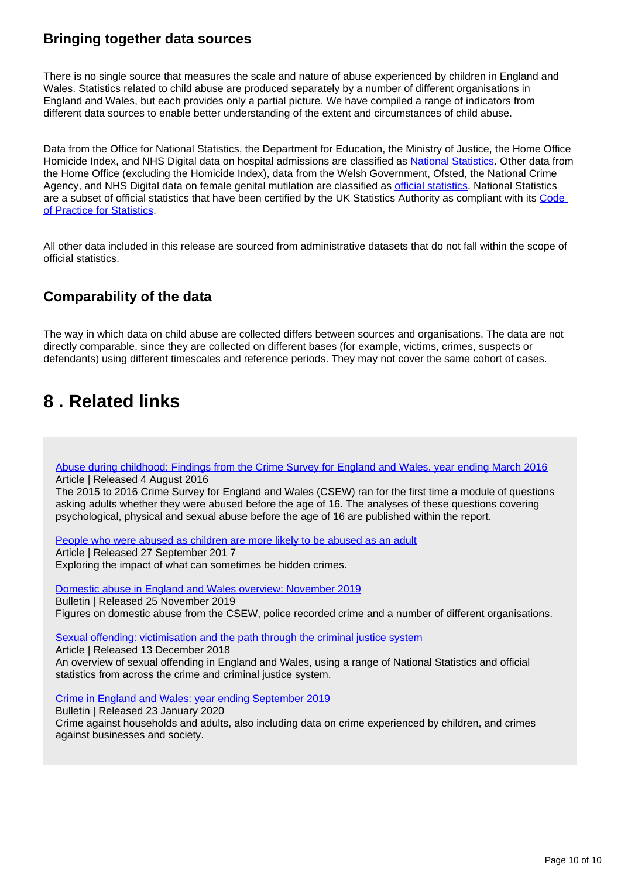### Bringing together data sources

There is no single source that measures the scale and nature of abuse experienced by children in England and Wales. Statistics related to child abuse are produced separately by a number of different organisations in England and Wales, but each provides only a partial picture. We have compiled a range of indicators from different data sources to enable better understanding of the extent and circumstances of child abuse.

Data from the Office for National Statistics, the Department for Education, the Ministry of Justice, the Home Office Homicide Index, and NHS Digital data on hospital admissions are classified as [National Statistics](). Other data from the Home Office (excluding the Homicide Index), data from the Welsh Government, Ofsted, the National Crime Agency, and NHS Digital data on female genital mutilation are classified as [official statistics](). National Statistics are a subset of official statistics that have been certified by the UK Statistics Authority as compliant with its [Code of Practice for Statistics]().

All other data included in this release are sourced from administrative datasets that do not fall within the scope of official statistics.

### Comparability of the data

The way in which data on child abuse are collected differs between sources and organisations. The data are not directly comparable, since they are collected on different bases (for example, victims, crimes, suspects or defendants) using different timescales and reference periods. They may not cover the same cohort of cases.

## 8 . Related links

[Abuse during childhood: Findings from the Crime Survey for England and Wales, year ending March 2016]()
Article | Released 4 August 2016
The 2015 to 2016 Crime Survey for England and Wales (CSEW) ran for the first time a module of questions asking adults whether they were abused before the age of 16. The analyses of these questions covering psychological, physical and sexual abuse before the age of 16 are published within the report.

[People who were abused as children are more likely to be abused as an adult]()
Article | Released 27 September 201 7
Exploring the impact of what can sometimes be hidden crimes.

[Domestic abuse in England and Wales overview: November 2019]()
Bulletin | Released 25 November 2019
Figures on domestic abuse from the CSEW, police recorded crime and a number of different organisations.

[Sexual offending: victimisation and the path through the criminal justice system]()
Article | Released 13 December 2018
An overview of sexual offending in England and Wales, using a range of National Statistics and official statistics from across the crime and criminal justice system.

[Crime in England and Wales: year ending September 2019]()
Bulletin | Released 23 January 2020
Crime against households and adults, also including data on crime experienced by children, and crimes against businesses and society.